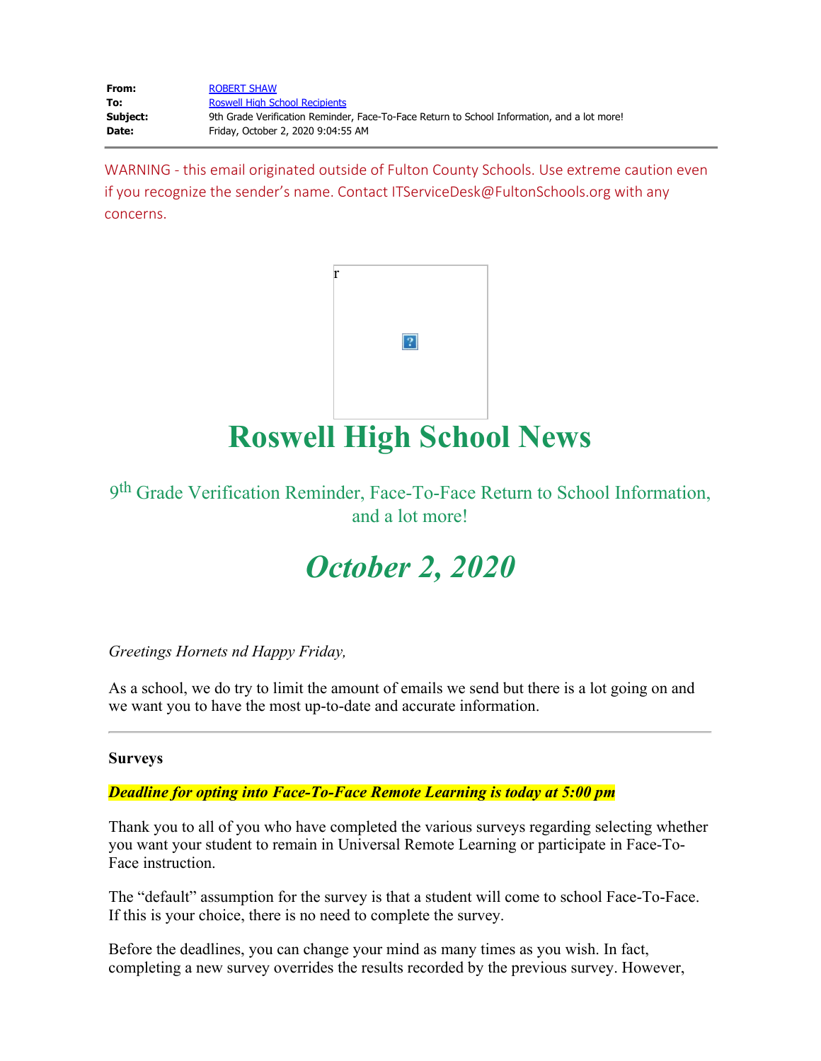| | |
|---|---|
| **From:** | ROBERT SHAW |
| **To:** | Roswell High School Recipients |
| **Subject:** | 9th Grade Verification Reminder, Face-To-Face Return to School Information, and a lot more! |
| **Date:** | Friday, October 2, 2020 9:04:55 AM |

WARNING - this email originated outside of Fulton County Schools. Use extreme caution even if you recognize the sender's name. Contact ITServiceDesk@FultonSchools.org with any concerns.

r

# Roswell High School News

## 9th Grade Verification Reminder, Face-To-Face Return to School Information, and a lot more!

## *October 2, 2020*

*Greetings Hornets nd Happy Friday,*

As a school, we do try to limit the amount of emails we send but there is a lot going on and we want you to have the most up-to-date and accurate information.

---

**Surveys**

***Deadline for opting into Face-To-Face Remote Learning is today at 5:00 pm***

Thank you to all of you who have completed the various surveys regarding selecting whether you want your student to remain in Universal Remote Learning or participate in Face-To-Face instruction.

The "default" assumption for the survey is that a student will come to school Face-To-Face. If this is your choice, there is no need to complete the survey.

Before the deadlines, you can change your mind as many times as you wish. In fact, completing a new survey overrides the results recorded by the previous survey. However,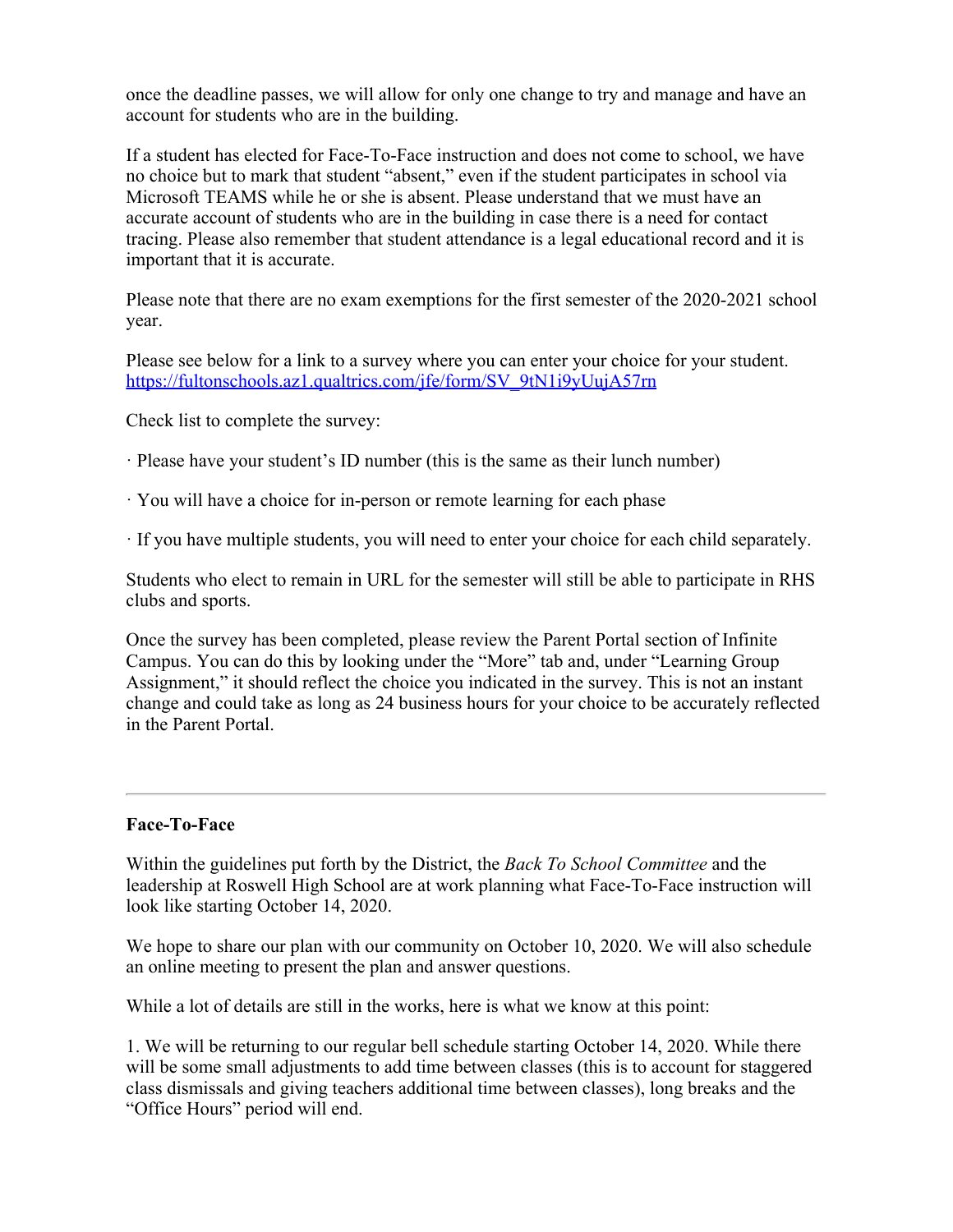once the deadline passes, we will allow for only one change to try and manage and have an account for students who are in the building.

If a student has elected for Face-To-Face instruction and does not come to school, we have no choice but to mark that student "absent," even if the student participates in school via Microsoft TEAMS while he or she is absent. Please understand that we must have an accurate account of students who are in the building in case there is a need for contact tracing. Please also remember that student attendance is a legal educational record and it is important that it is accurate.

Please note that there are no exam exemptions for the first semester of the 2020-2021 school year.

Please see below for a link to a survey where you can enter your choice for your student. [https://fultonschools.az1.qualtrics.com/jfe/form/SV_9tN1i9yUujA57rn](https://fultonschools.az1.qualtrics.com/jfe/form/SV_9tN1i9yUujA57rn)

Check list to complete the survey:

· Please have your student's ID number (this is the same as their lunch number)

· You will have a choice for in-person or remote learning for each phase

· If you have multiple students, you will need to enter your choice for each child separately.

Students who elect to remain in URL for the semester will still be able to participate in RHS clubs and sports.

Once the survey has been completed, please review the Parent Portal section of Infinite Campus. You can do this by looking under the "More" tab and, under "Learning Group Assignment," it should reflect the choice you indicated in the survey. This is not an instant change and could take as long as 24 business hours for your choice to be accurately reflected in the Parent Portal.

---

**Face-To-Face**

Within the guidelines put forth by the District, the *Back To School Committee* and the leadership at Roswell High School are at work planning what Face-To-Face instruction will look like starting October 14, 2020.

We hope to share our plan with our community on October 10, 2020. We will also schedule an online meeting to present the plan and answer questions.

While a lot of details are still in the works, here is what we know at this point:

1. We will be returning to our regular bell schedule starting October 14, 2020. While there will be some small adjustments to add time between classes (this is to account for staggered class dismissals and giving teachers additional time between classes), long breaks and the "Office Hours" period will end.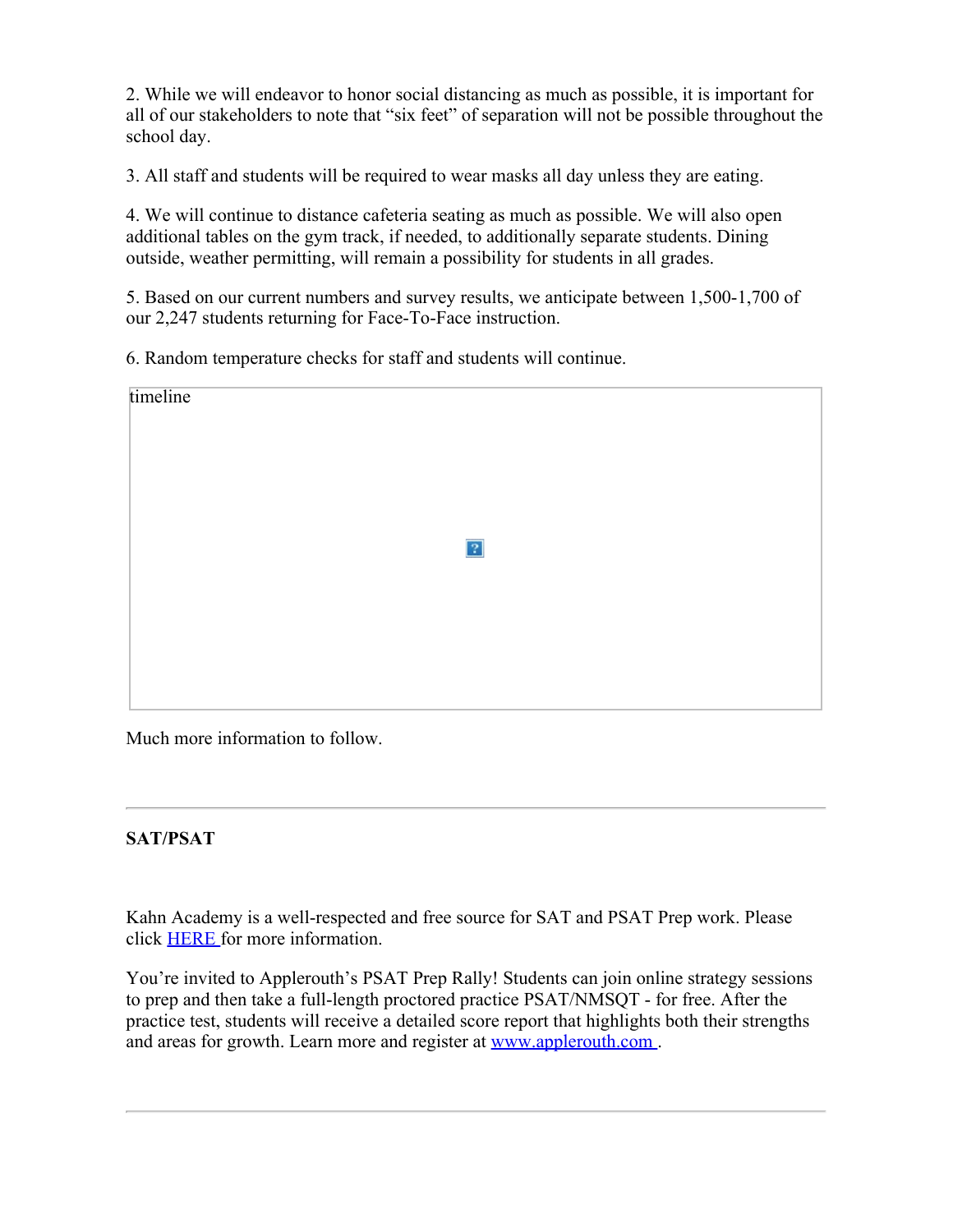2. While we will endeavor to honor social distancing as much as possible, it is important for all of our stakeholders to note that "six feet" of separation will not be possible throughout the school day.

3. All staff and students will be required to wear masks all day unless they are eating.

4. We will continue to distance cafeteria seating as much as possible. We will also open additional tables on the gym track, if needed, to additionally separate students. Dining outside, weather permitting, will remain a possibility for students in all grades.

5. Based on our current numbers and survey results, we anticipate between 1,500-1,700 of our 2,247 students returning for Face-To-Face instruction.

6. Random temperature checks for staff and students will continue.

timeline

Much more information to follow.

---

**SAT/PSAT**

Kahn Academy is a well-respected and free source for SAT and PSAT Prep work. Please click [HERE](#) for more information.

You're invited to Applerouth's PSAT Prep Rally! Students can join online strategy sessions to prep and then take a full-length proctored practice PSAT/NMSQT - for free. After the practice test, students will receive a detailed score report that highlights both their strengths and areas for growth. Learn more and register at [www.applerouth.com](http://www.applerouth.com).

---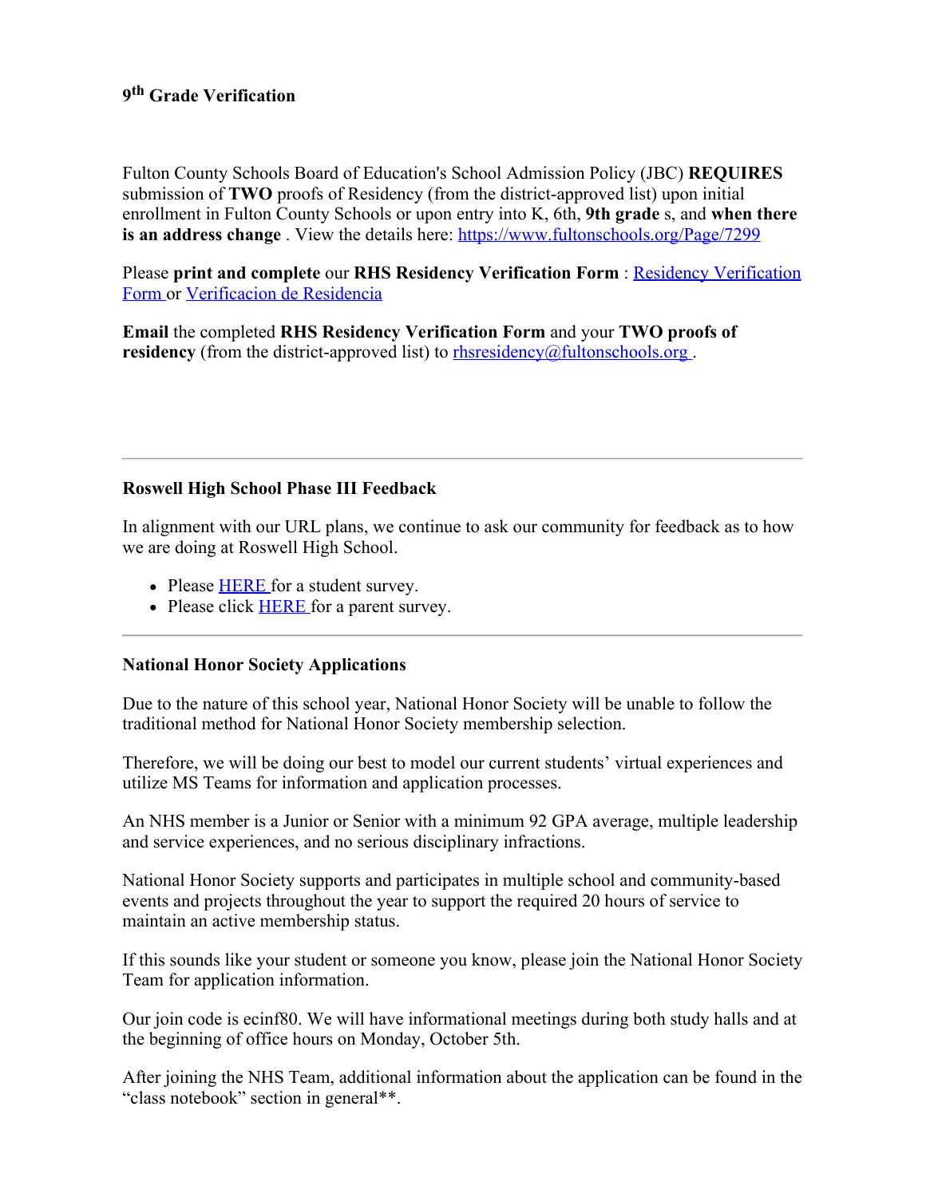**9th Grade Verification**

Fulton County Schools Board of Education's School Admission Policy (JBC) **REQUIRES** submission of **TWO** proofs of Residency (from the district-approved list) upon initial enrollment in Fulton County Schools or upon entry into K, 6th, **9th grade** s, and **when there is an address change** . View the details here: https://www.fultonschools.org/Page/7299

Please **print and complete** our **RHS Residency Verification Form** : Residency Verification Form or Verificacion de Residencia

**Email** the completed **RHS Residency Verification Form** and your **TWO proofs of residency** (from the district-approved list) to rhsresidency@fultonschools.org .

---

**Roswell High School Phase III Feedback**

In alignment with our URL plans, we continue to ask our community for feedback as to how we are doing at Roswell High School.

- Please HERE for a student survey.
- Please click HERE for a parent survey.

---

**National Honor Society Applications**

Due to the nature of this school year, National Honor Society will be unable to follow the traditional method for National Honor Society membership selection.

Therefore, we will be doing our best to model our current students' virtual experiences and utilize MS Teams for information and application processes.

An NHS member is a Junior or Senior with a minimum 92 GPA average, multiple leadership and service experiences, and no serious disciplinary infractions.

National Honor Society supports and participates in multiple school and community-based events and projects throughout the year to support the required 20 hours of service to maintain an active membership status.

If this sounds like your student or someone you know, please join the National Honor Society Team for application information.

Our join code is ecinf80. We will have informational meetings during both study halls and at the beginning of office hours on Monday, October 5th.

After joining the NHS Team, additional information about the application can be found in the "class notebook" section in general**.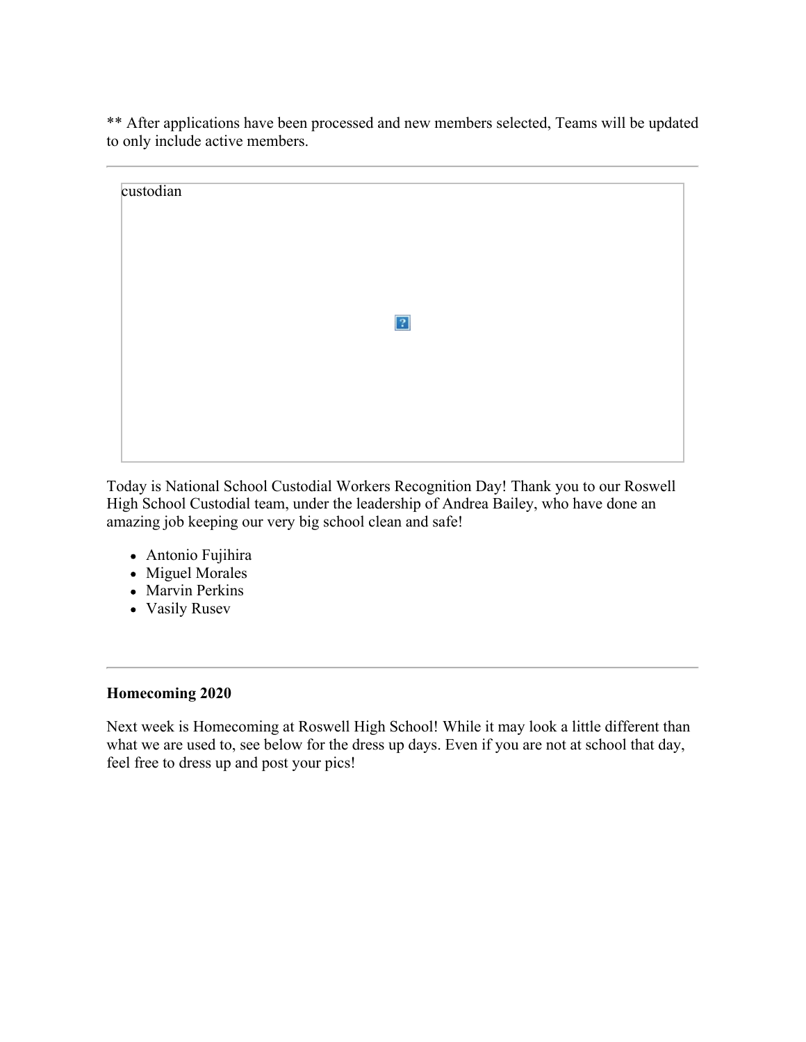** After applications have been processed and new members selected, Teams will be updated to only include active members.

---

custodian

Today is National School Custodial Workers Recognition Day! Thank you to our Roswell High School Custodial team, under the leadership of Andrea Bailey, who have done an amazing job keeping our very big school clean and safe!

- Antonio Fujihira
- Miguel Morales
- Marvin Perkins
- Vasily Rusev

---

**Homecoming 2020**

Next week is Homecoming at Roswell High School! While it may look a little different than what we are used to, see below for the dress up days. Even if you are not at school that day, feel free to dress up and post your pics!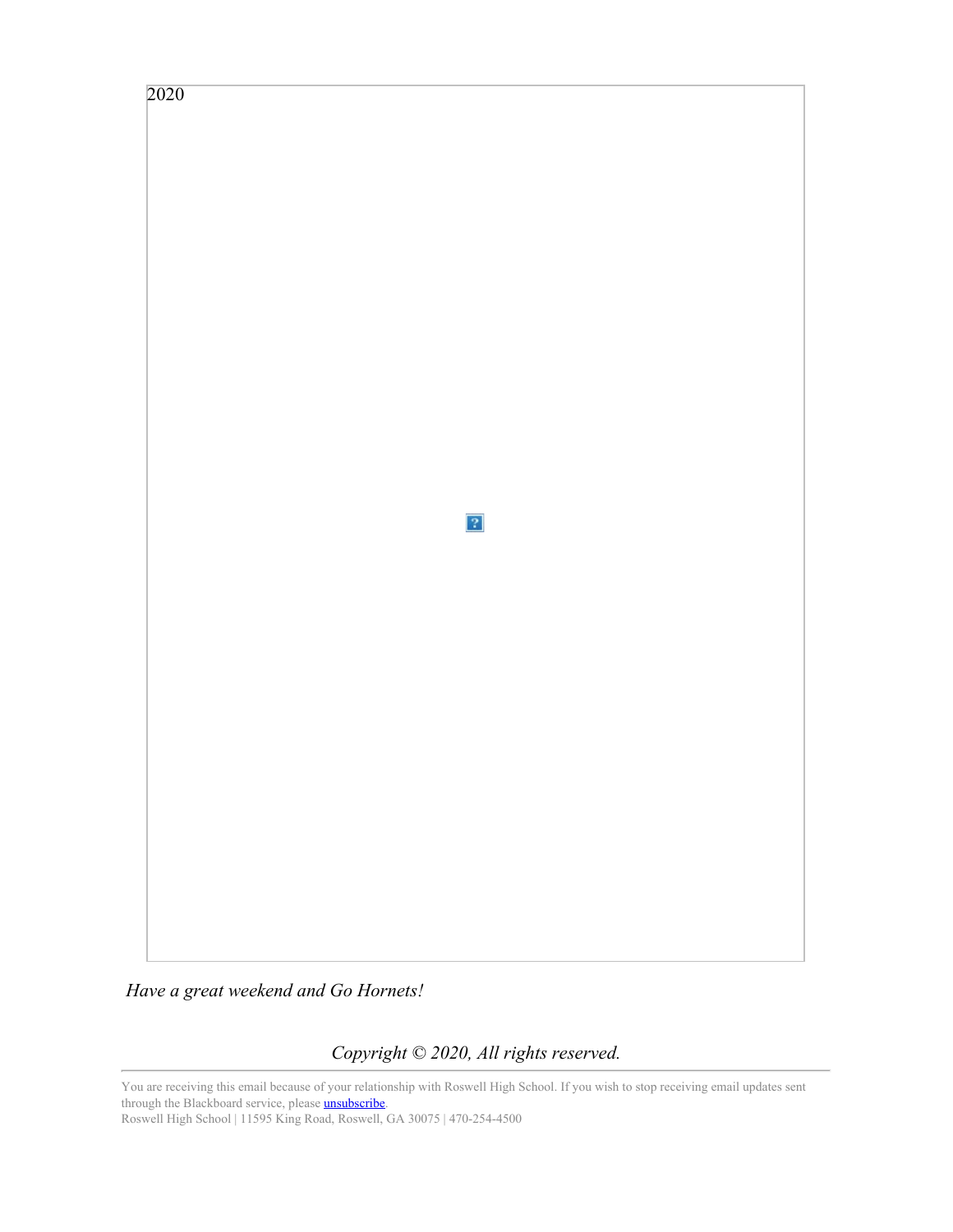2020

*Have a great weekend and Go Hornets!*

*Copyright © 2020, All rights reserved.*

---

You are receiving this email because of your relationship with Roswell High School. If you wish to stop receiving email updates sent through the Blackboard service, please unsubscribe.
Roswell High School | 11595 King Road, Roswell, GA 30075 | 470-254-4500